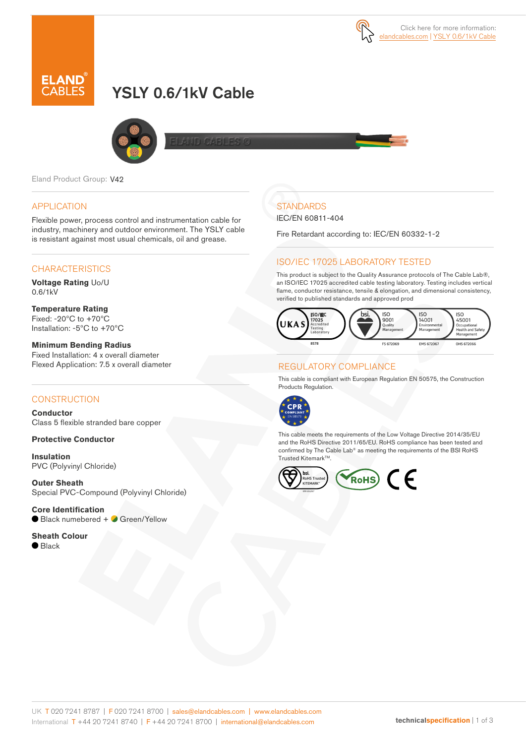Click here for more information: elandcables.com | YSLY 0.6/1kV Cable

# YSLY 0.6/1kV Cable

Eland Product Group: V42

## APPLICATION

Flexible power, process control and instrumentation cable for industry, machinery and outdoor environment. The YSLY cable is resistant against most usual chemicals, oil and grease.

## CHARACTERISTICS

**Voltage Rating** Uo/U
0.6/1kV

**Temperature Rating**
Fixed: -20°C to +70°C
Installation: -5°C to +70°C

**Minimum Bending Radius**
Fixed Installation: 4 x overall diameter
Flexed Application: 7.5 x overall diameter

## CONSTRUCTION

**Conductor**
Class 5 flexible stranded bare copper

**Protective Conductor**

**Insulation**
PVC (Polyvinyl Chloride)

**Outer Sheath**
Special PVC-Compound (Polyvinyl Chloride)

**Core Identification**
● Black numbered + ● Green/Yellow

**Sheath Colour**
● Black

## STANDARDS

IEC/EN 60811-404

Fire Retardant according to: IEC/EN 60332-1-2

## ISO/IEC 17025 LABORATORY TESTED

This product is subject to the Quality Assurance protocols of The Cable Lab®, an ISO/IEC 17025 accredited cable testing laboratory. Testing includes vertical flame, conductor resistance, tensile & elongation, and dimensional consistency, verified to published standards and approved prod

UKAS ISO/IEC 17025 Accredited Testing Laboratory 8578 | bsi. ISO 9001 Quality Management FS 672069 | ISO 14001 Environmental Management EMS 672067 | ISO 45001 Occupational Health and Safety Management OHS 672066

## REGULATORY COMPLIANCE

This cable is compliant with European Regulation EN 50575, the Construction Products Regulation.

CPR COMPLIANT EN 50575

This cable meets the requirements of the Low Voltage Directive 2014/35/EU and the RoHS Directive 2011/65/EU. RoHS compliance has been tested and confirmed by The Cable Lab® as meeting the requirements of the BSI RoHS Trusted Kitemark™.

bsi. RoHS Trusted KITEMARK™ | RoHS | CE

UK T 020 7241 8787 | F 020 7241 8700 | sales@elandcables.com | www.elandcables.com
International T +44 20 7241 8740 | F +44 20 7241 8700 | international@elandcables.com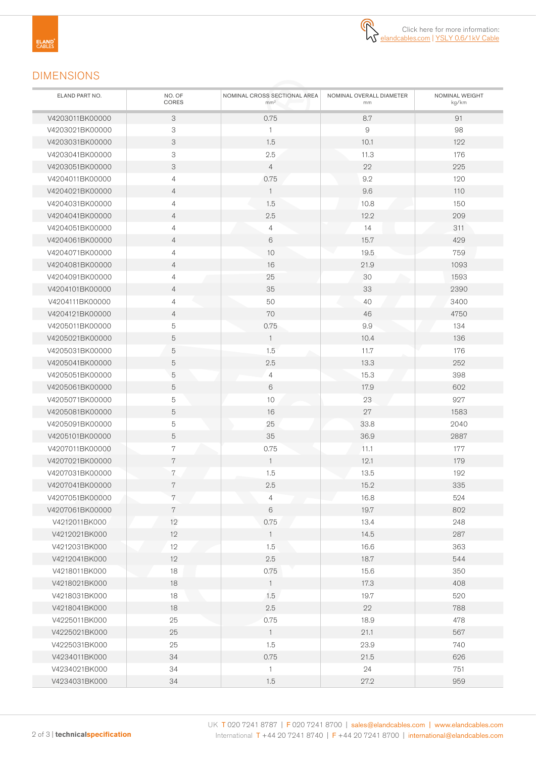Click here for more information: elandcables.com | YSLY 0.6/1kV Cable

## DIMENSIONS

| ELAND PART NO. | NO. OF CORES | NOMINAL CROSS SECTIONAL AREA $mm^2$ | NOMINAL OVERALL DIAMETER mm | NOMINAL WEIGHT kg/km |
|---|---|---|---|---|
| V4203011BK00000 | 3 | 0.75 | 8.7 | 91 |
| V4203021BK00000 | 3 | 1 | 9 | 98 |
| V4203031BK00000 | 3 | 1.5 | 10.1 | 122 |
| V4203041BK00000 | 3 | 2.5 | 11.3 | 176 |
| V4203051BK00000 | 3 | 4 | 22 | 225 |
| V4204011BK00000 | 4 | 0.75 | 9.2 | 120 |
| V4204021BK00000 | 4 | 1 | 9.6 | 110 |
| V4204031BK00000 | 4 | 1.5 | 10.8 | 150 |
| V4204041BK00000 | 4 | 2.5 | 12.2 | 209 |
| V4204051BK00000 | 4 | 4 | 14 | 311 |
| V4204061BK00000 | 4 | 6 | 15.7 | 429 |
| V4204071BK00000 | 4 | 10 | 19.5 | 759 |
| V4204081BK00000 | 4 | 16 | 21.9 | 1093 |
| V4204091BK00000 | 4 | 25 | 30 | 1593 |
| V4204101BK00000 | 4 | 35 | 33 | 2390 |
| V4204111BK00000 | 4 | 50 | 40 | 3400 |
| V4204121BK00000 | 4 | 70 | 46 | 4750 |
| V4205011BK00000 | 5 | 0.75 | 9.9 | 134 |
| V4205021BK00000 | 5 | 1 | 10.4 | 136 |
| V4205031BK00000 | 5 | 1.5 | 11.7 | 176 |
| V4205041BK00000 | 5 | 2.5 | 13.3 | 252 |
| V4205051BK00000 | 5 | 4 | 15.3 | 398 |
| V4205061BK00000 | 5 | 6 | 17.9 | 602 |
| V4205071BK00000 | 5 | 10 | 23 | 927 |
| V4205081BK00000 | 5 | 16 | 27 | 1583 |
| V4205091BK00000 | 5 | 25 | 33.8 | 2040 |
| V4205101BK00000 | 5 | 35 | 36.9 | 2887 |
| V4207011BK00000 | 7 | 0.75 | 11.1 | 177 |
| V4207021BK00000 | 7 | 1 | 12.1 | 179 |
| V4207031BK00000 | 7 | 1.5 | 13.5 | 192 |
| V4207041BK00000 | 7 | 2.5 | 15.2 | 335 |
| V4207051BK00000 | 7 | 4 | 16.8 | 524 |
| V4207061BK00000 | 7 | 6 | 19.7 | 802 |
| V4212011BK000 | 12 | 0.75 | 13.4 | 248 |
| V4212021BK000 | 12 | 1 | 14.5 | 287 |
| V4212031BK000 | 12 | 1.5 | 16.6 | 363 |
| V4212041BK000 | 12 | 2.5 | 18.7 | 544 |
| V4218011BK000 | 18 | 0.75 | 15.6 | 350 |
| V4218021BK000 | 18 | 1 | 17.3 | 408 |
| V4218031BK000 | 18 | 1.5 | 19.7 | 520 |
| V4218041BK000 | 18 | 2.5 | 22 | 788 |
| V4225011BK000 | 25 | 0.75 | 18.9 | 478 |
| V4225021BK000 | 25 | 1 | 21.1 | 567 |
| V4225031BK000 | 25 | 1.5 | 23.9 | 740 |
| V4234011BK000 | 34 | 0.75 | 21.5 | 626 |
| V4234021BK000 | 34 | 1 | 24 | 751 |
| V4234031BK000 | 34 | 1.5 | 27.2 | 959 |

UK T 020 7241 8787 | F 020 7241 8700 | sales@elandcables.com | www.elandcables.com
International T +44 20 7241 8740 | F +44 20 7241 8700 | international@elandcables.com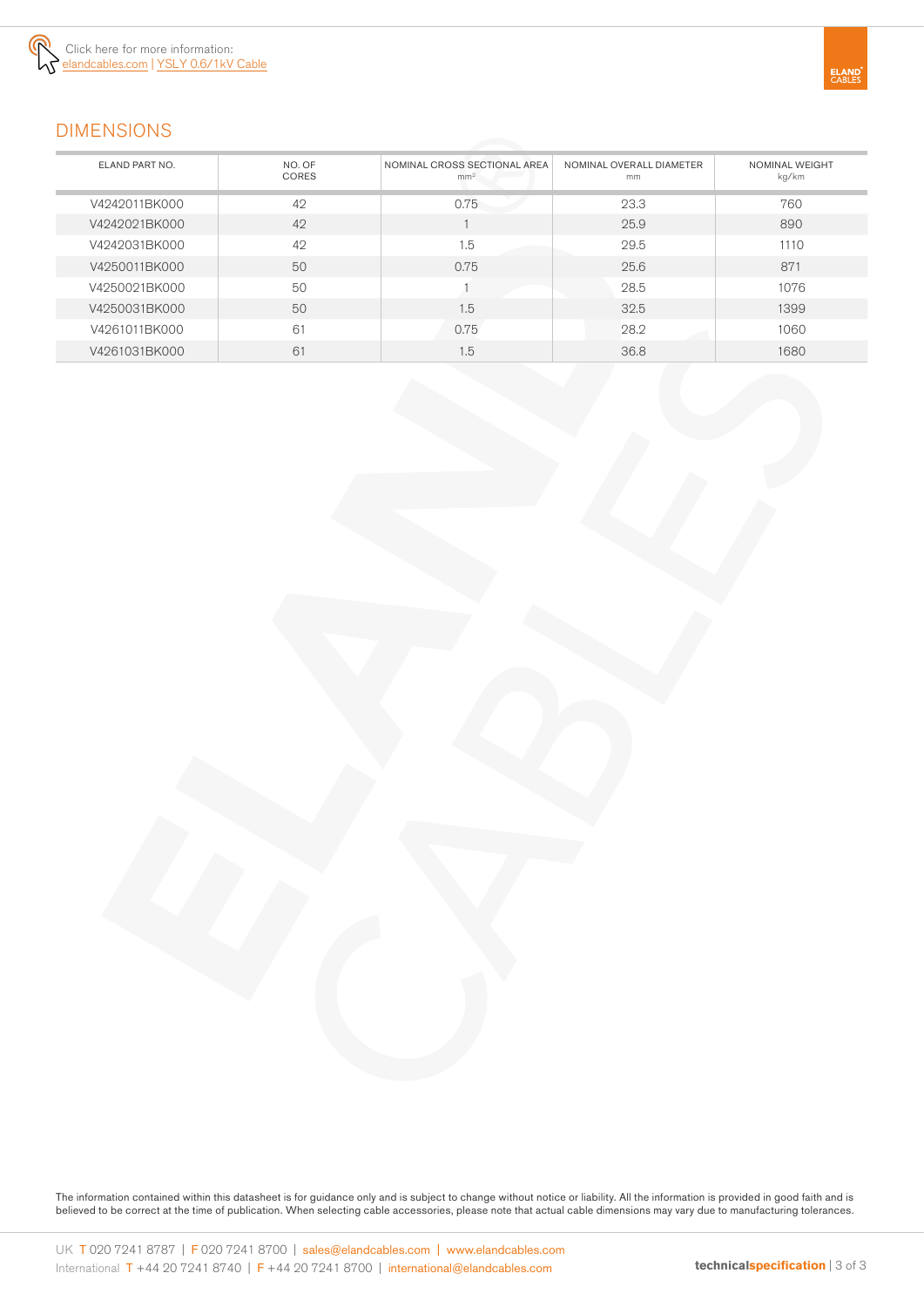Click here for more information:
elandcables.com | YSLY 0.6/1kV Cable

## DIMENSIONS

| ELAND PART NO. | NO. OF CORES | NOMINAL CROSS SECTIONAL AREA $mm^2$ | NOMINAL OVERALL DIAMETER mm | NOMINAL WEIGHT kg/km |
|---|---|---|---|---|
| V4242011BK000 | 42 | 0.75 | 23.3 | 760 |
| V4242021BK000 | 42 | 1 | 25.9 | 890 |
| V4242031BK000 | 42 | 1.5 | 29.5 | 1110 |
| V4250011BK000 | 50 | 0.75 | 25.6 | 871 |
| V4250021BK000 | 50 | 1 | 28.5 | 1076 |
| V4250031BK000 | 50 | 1.5 | 32.5 | 1399 |
| V4261011BK000 | 61 | 0.75 | 28.2 | 1060 |
| V4261031BK000 | 61 | 1.5 | 36.8 | 1680 |

The information contained within this datasheet is for guidance only and is subject to change without notice or liability. All the information is provided in good faith and is believed to be correct at the time of publication. When selecting cable accessories, please note that actual cable dimensions may vary due to manufacturing tolerances.

UK T 020 7241 8787 | F 020 7241 8700 | sales@elandcables.com | www.elandcables.com
International T +44 20 7241 8740 | F +44 20 7241 8700 | international@elandcables.com